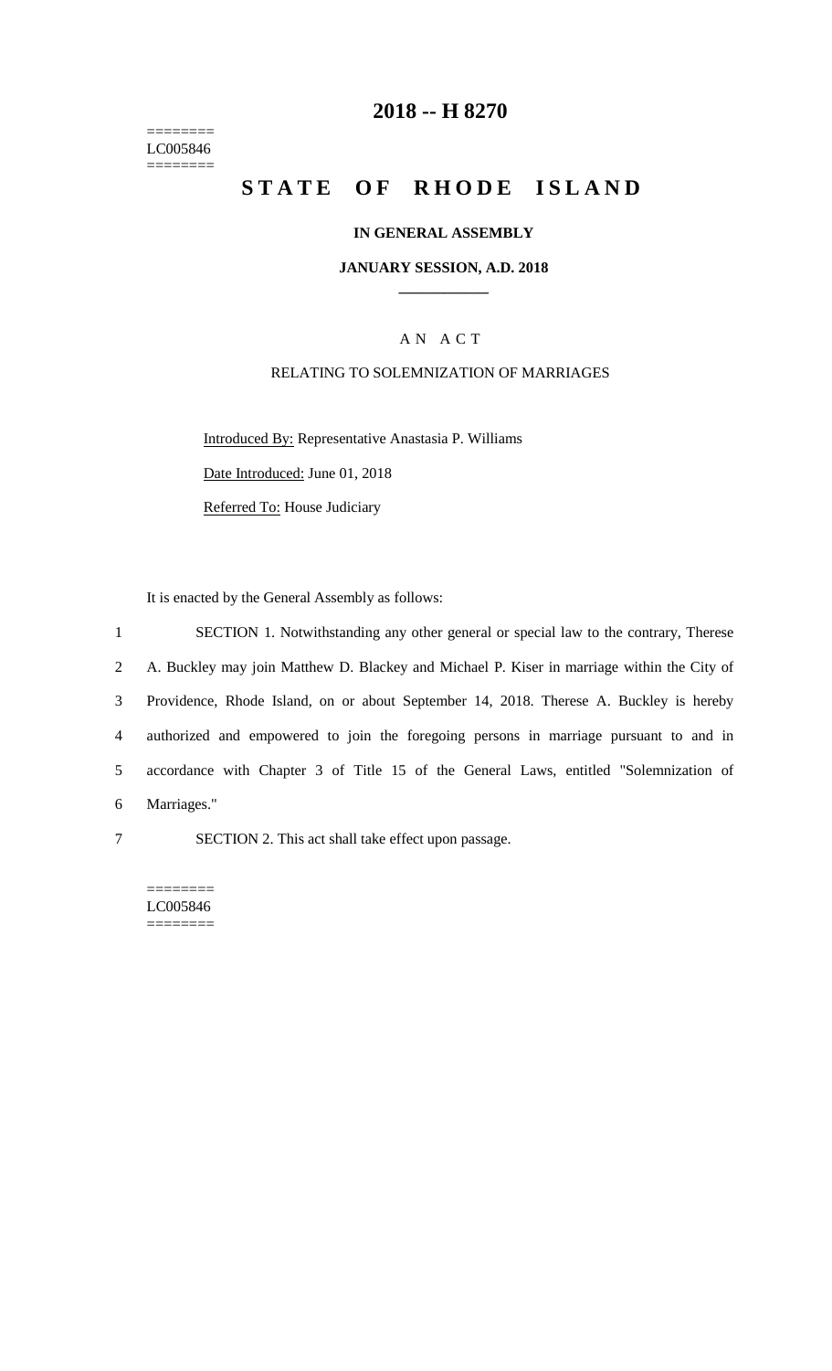# 2018 -- H 8270

========
LC005846
========

# STATE OF RHODE ISLAND

**IN GENERAL ASSEMBLY**

**JANUARY SESSION, A.D. 2018**

\_\_\_\_\_\_\_\_\_\_\_\_

A N A C T

RELATING TO SOLEMNIZATION OF MARRIAGES

Introduced By: Representative Anastasia P. Williams

Date Introduced: June 01, 2018

Referred To: House Judiciary

It is enacted by the General Assembly as follows:

1 SECTION 1. Notwithstanding any other general or special law to the contrary, Therese
2 A. Buckley may join Matthew D. Blackey and Michael P. Kiser in marriage within the City of
3 Providence, Rhode Island, on or about September 14, 2018. Therese A. Buckley is hereby
4 authorized and empowered to join the foregoing persons in marriage pursuant to and in
5 accordance with Chapter 3 of Title 15 of the General Laws, entitled "Solemnization of
6 Marriages."

7 SECTION 2. This act shall take effect upon passage.

========
LC005846
========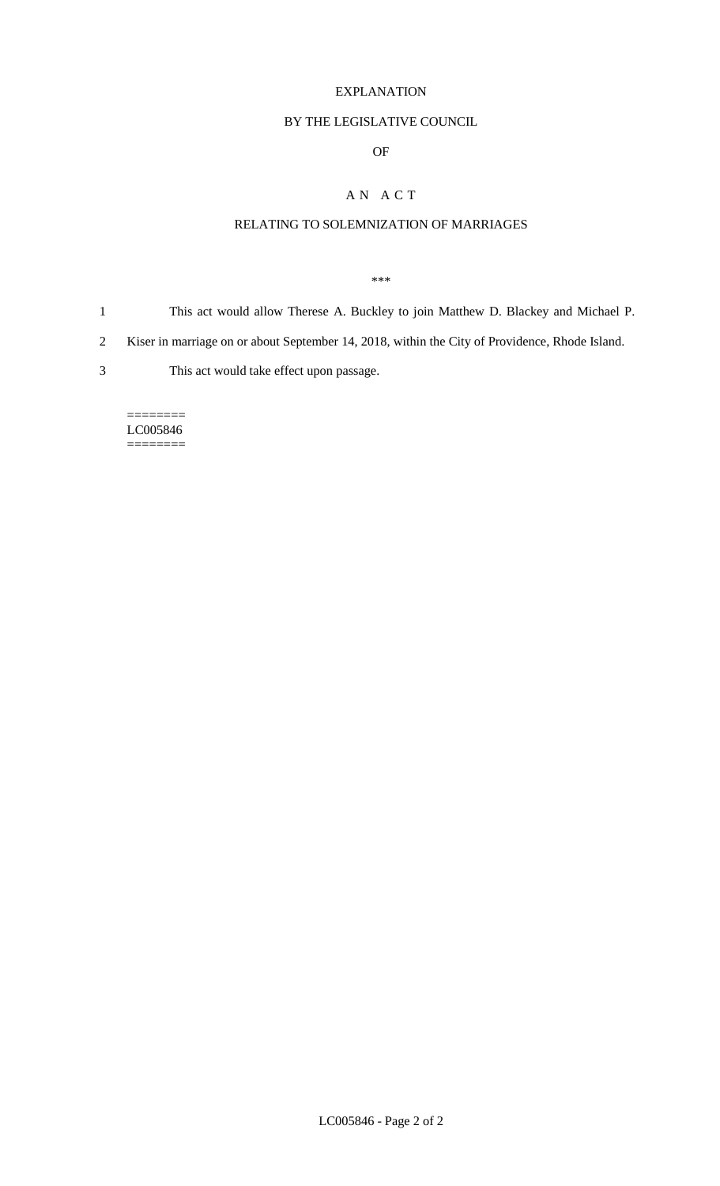EXPLANATION

BY THE LEGISLATIVE COUNCIL

OF

# A N A C T

## RELATING TO SOLEMNIZATION OF MARRIAGES

\*\*\*

This act would allow Therese A. Buckley to join Matthew D. Blackey and Michael P. Kiser in marriage on or about September 14, 2018, within the City of Providence, Rhode Island.

This act would take effect upon passage.

========
LC005846
========